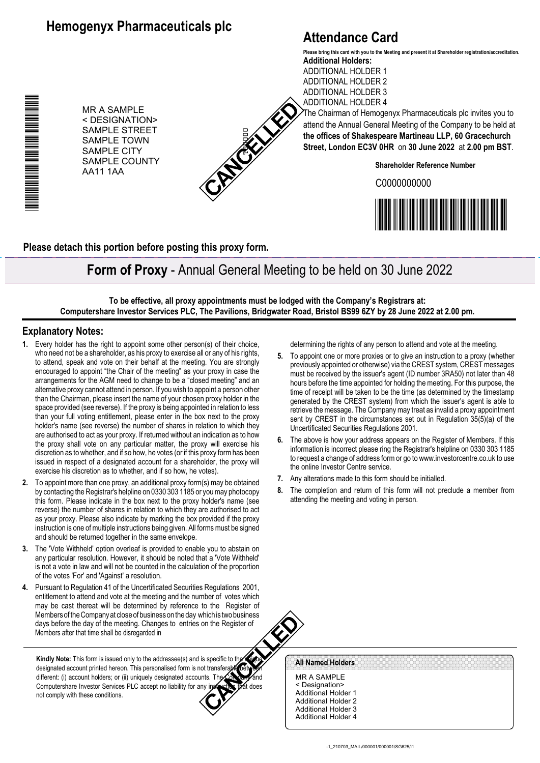# Hemogenyx Pharmaceuticals plc

## Attendance Card

**Please bring this card with you to the Meeting and present it at Shareholder registration/accreditation.**

**Additional Holders:**
ADDITIONAL HOLDER 1
ADDITIONAL HOLDER 2
ADDITIONAL HOLDER 3
ADDITIONAL HOLDER 4

MR A SAMPLE
< DESIGNATION>
SAMPLE STREET
SAMPLE TOWN
SAMPLE CITY
SAMPLE COUNTY
AA11 1AA

CANCELLED

The Chairman of Hemogenyx Pharmaceuticals plc invites you to attend the Annual General Meeting of the Company to be held at **the offices of Shakespeare Martineau LLP, 60 Gracechurch Street, London EC3V 0HR** on **30 June 2022** at **2.00 pm BST**.

**Shareholder Reference Number**

C0000000000

**Please detach this portion before posting this proxy form.**

# **Form of Proxy** - Annual General Meeting to be held on 30 June 2022

**To be effective, all proxy appointments must be lodged with the Company's Registrars at: Computershare Investor Services PLC, The Pavilions, Bridgwater Road, Bristol BS99 6ZY by 28 June 2022 at 2.00 pm.**

## Explanatory Notes:

1. Every holder has the right to appoint some other person(s) of their choice, who need not be a shareholder, as his proxy to exercise all or any of his rights, to attend, speak and vote on their behalf at the meeting. You are strongly encouraged to appoint "the Chair of the meeting" as your proxy in case the arrangements for the AGM need to change to be a "closed meeting" and an alternative proxy cannot attend in person. If you wish to appoint a person other than the Chairman, please insert the name of your chosen proxy holder in the space provided (see reverse). If the proxy is being appointed in relation to less than your full voting entitlement, please enter in the box next to the proxy holder's name (see reverse) the number of shares in relation to which they are authorised to act as your proxy. If returned without an indication as to how the proxy shall vote on any particular matter, the proxy will exercise his discretion as to whether, and if so how, he votes (or if this proxy form has been issued in respect of a designated account for a shareholder, the proxy will exercise his discretion as to whether, and if so how, he votes).
2. To appoint more than one proxy, an additional proxy form(s) may be obtained by contacting the Registrar's helpline on 0330 303 1185 or you may photocopy this form. Please indicate in the box next to the proxy holder's name (see reverse) the number of shares in relation to which they are authorised to act as your proxy. Please also indicate by marking the box provided if the proxy instruction is one of multiple instructions being given. All forms must be signed and should be returned together in the same envelope.
3. The 'Vote Withheld' option overleaf is provided to enable you to abstain on any particular resolution. However, it should be noted that a 'Vote Withheld' is not a vote in law and will not be counted in the calculation of the proportion of the votes 'For' and 'Against' a resolution.
4. Pursuant to Regulation 41 of the Uncertificated Securities Regulations 2001, entitlement to attend and vote at the meeting and the number of votes which may be cast thereat will be determined by reference to the Register of Members of the Company at close of business on the day which is two business days before the day of the meeting. Changes to entries on the Register of Members after that time shall be disregarded in determining the rights of any person to attend and vote at the meeting.
5. To appoint one or more proxies or to give an instruction to a proxy (whether previously appointed or otherwise) via the CREST system, CREST messages must be received by the issuer's agent (ID number 3RA50) not later than 48 hours before the time appointed for holding the meeting. For this purpose, the time of receipt will be taken to be the time (as determined by the timestamp generated by the CREST system) from which the issuer's agent is able to retrieve the message. The Company may treat as invalid a proxy appointment sent by CREST in the circumstances set out in Regulation 35(5)(a) of the Uncertificated Securities Regulations 2001.
6. The above is how your address appears on the Register of Members. If this information is incorrect please ring the Registrar's helpline on 0330 303 1185 to request a change of address form or go to www.investorcentre.co.uk to use the online Investor Centre service.
7. Any alterations made to this form should be initialled.
8. The completion and return of this form will not preclude a member from attending the meeting and voting in person.

**Kindly Note:** This form is issued only to the addressee(s) and is specific to the unique designated account printed hereon. This personalised form is not transferable between different: (i) account holders; or (ii) uniquely designated accounts. The Company and Computershare Investor Services PLC accept no liability for any instruction that does not comply with these conditions.

CANCELLED

**All Named Holders**

MR A SAMPLE
< Designation>
Additional Holder 1
Additional Holder 2
Additional Holder 3
Additional Holder 4

-1_210703_MAIL/000001/000001/SG625/i1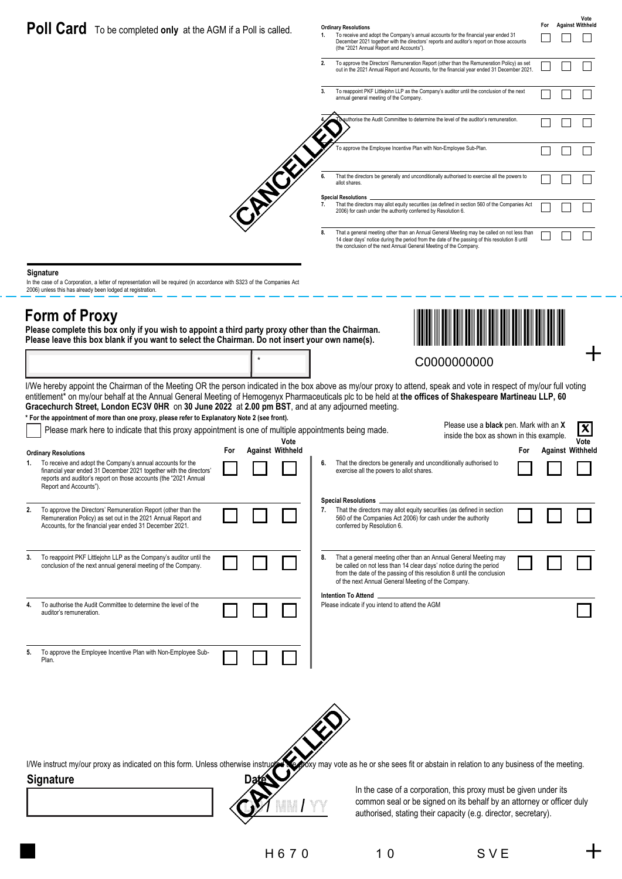# Poll Card

To be completed **only** at the AGM if a Poll is called.

| | For | Against | Vote Withheld |
|---|---|---|---|
| **Ordinary Resolutions** | | | |
| 1. To receive and adopt the Company's annual accounts for the financial year ended 31 December 2021 together with the directors' reports and auditor's report on those accounts (the "2021 Annual Report and Accounts"). | ☐ | ☐ | ☐ |
| 2. To approve the Directors' Remuneration Report (other than the Remuneration Policy) as set out in the 2021 Annual Report and Accounts, for the financial year ended 31 December 2021. | ☐ | ☐ | ☐ |
| 3. To reappoint PKF Littlejohn LLP as the Company's auditor until the conclusion of the next annual general meeting of the Company. | ☐ | ☐ | ☐ |
| 4. To authorise the Audit Committee to determine the level of the auditor's remuneration. | ☐ | ☐ | ☐ |
| 5. To approve the Employee Incentive Plan with Non-Employee Sub-Plan. | ☐ | ☐ | ☐ |
| 6. That the directors be generally and unconditionally authorised to exercise all the powers to allot shares. | ☐ | ☐ | ☐ |
| **Special Resolutions** | | | |
| 7. That the directors may allot equity securities (as defined in section 560 of the Companies Act 2006) for cash under the authority conferred by Resolution 6. | ☐ | ☐ | ☐ |
| 8. That a general meeting other than an Annual General Meeting may be called on not less than 14 clear days' notice during the period from the date of the passing of this resolution 8 until the conclusion of the next Annual General Meeting of the Company. | ☐ | ☐ | ☐ |

CANCELLED

**Signature**

In the case of a Corporation, a letter of representation will be required (in accordance with S323 of the Companies Act 2006) unless this has already been lodged at registration.

# Form of Proxy

**Please complete this box only if you wish to appoint a third party proxy other than the Chairman. Please leave this box blank if you want to select the Chairman. Do not insert your own name(s).**

C0000000000

I/We hereby appoint the Chairman of the Meeting OR the person indicated in the box above as my/our proxy to attend, speak and vote in respect of my/our full voting entitlement* on my/our behalf at the Annual General Meeting of Hemogenyx Pharmaceuticals plc to be held at **the offices of Shakespeare Martineau LLP, 60 Gracechurch Street, London EC3V 0HR** on **30 June 2022** at **2.00 pm BST**, and at any adjourned meeting.

**\* For the appointment of more than one proxy, please refer to Explanatory Note 2 (see front).**

☐ Please mark here to indicate that this proxy appointment is one of multiple appointments being made.

Please use a **black** pen. Mark with an **X** inside the box as shown in this example.

| | For | Against | Vote Withheld |
|---|---|---|---|
| **Ordinary Resolutions** | | | |
| 1. To receive and adopt the Company's annual accounts for the financial year ended 31 December 2021 together with the directors' reports and auditor's report on those accounts (the "2021 Annual Report and Accounts"). | ☐ | ☐ | ☐ |
| 2. To approve the Directors' Remuneration Report (other than the Remuneration Policy) as set out in the 2021 Annual Report and Accounts, for the financial year ended 31 December 2021. | ☐ | ☐ | ☐ |
| 3. To reappoint PKF Littlejohn LLP as the Company's auditor until the conclusion of the next annual general meeting of the Company. | ☐ | ☐ | ☐ |
| 4. To authorise the Audit Committee to determine the level of the auditor's remuneration. | ☐ | ☐ | ☐ |
| 5. To approve the Employee Incentive Plan with Non-Employee Sub-Plan. | ☐ | ☐ | ☐ |
| 6. That the directors be generally and unconditionally authorised to exercise all the powers to allot shares. | ☐ | ☐ | ☐ |
| **Special Resolutions** | | | |
| 7. That the directors may allot equity securities (as defined in section 560 of the Companies Act 2006) for cash under the authority conferred by Resolution 6. | ☐ | ☐ | ☐ |
| 8. That a general meeting other than an Annual General Meeting may be called on not less than 14 clear days' notice during the period from the date of the passing of this resolution 8 until the conclusion of the next Annual General Meeting of the Company. | ☐ | ☐ | ☐ |

**Intention To Attend**

Please indicate if you intend to attend the AGM ☐

I/We instruct my/our proxy as indicated on this form. Unless otherwise instructed the proxy may vote as he or she sees fit or abstain in relation to any business of the meeting.

CANCELLED

**Signature**

**Date**

DD / MM / YY

In the case of a corporation, this proxy must be given under its common seal or be signed on its behalf by an attorney or officer duly authorised, stating their capacity (e.g. director, secretary).

H670 10 SVE